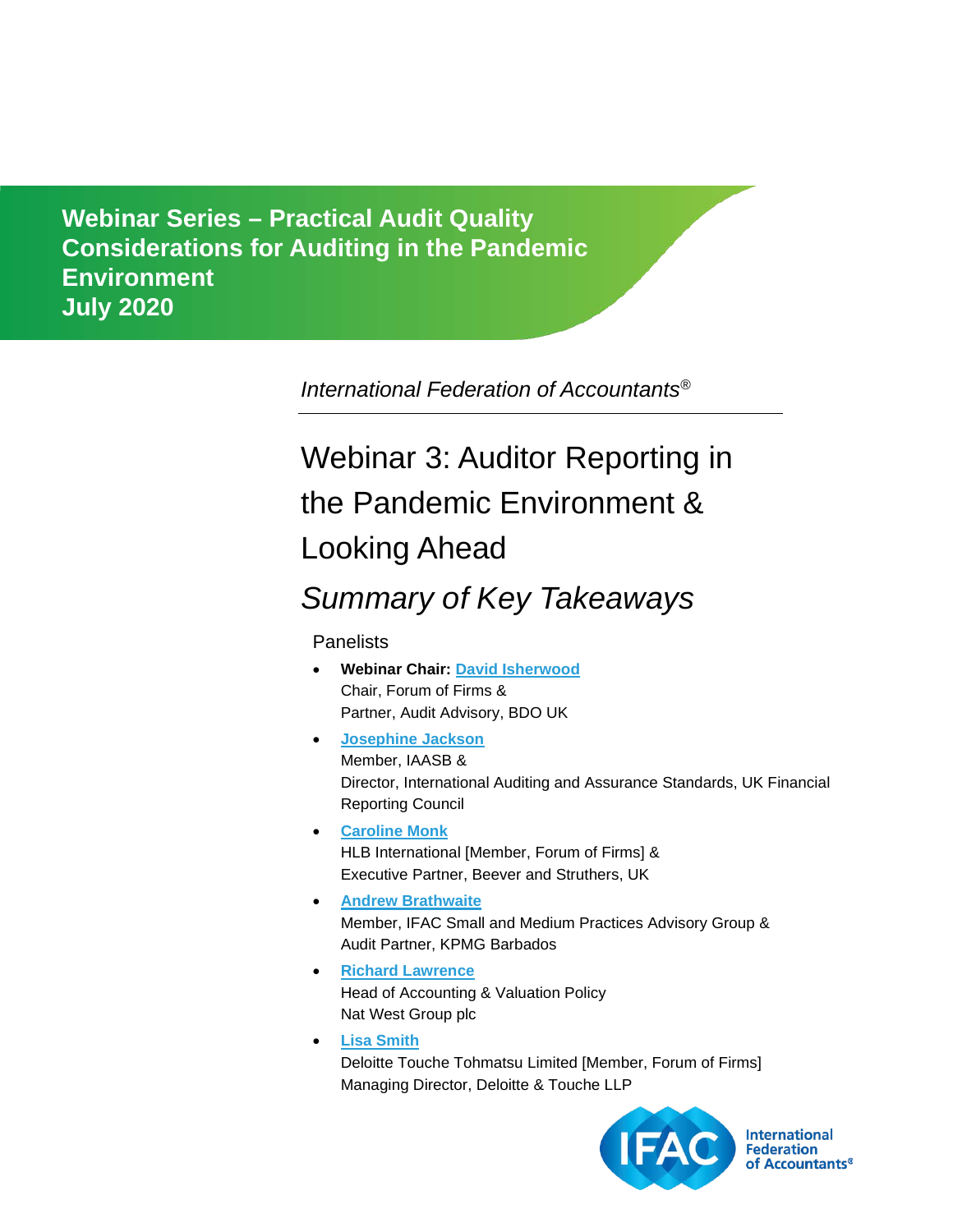**Webinar Series – Practical Audit Quality Considerations for Auditing in the Pandemic Environment**
**July 2020**

*International Federation of Accountants®*

# Webinar 3: Auditor Reporting in the Pandemic Environment & Looking Ahead

## *Summary of Key Takeaways*

Panelists

- **Webinar Chair:** **David Isherwood**
  Chair, Forum of Firms &
  Partner, Audit Advisory, BDO UK
- **Josephine Jackson**
  Member, IAASB &
  Director, International Auditing and Assurance Standards, UK Financial Reporting Council
- **Caroline Monk**
  HLB International [Member, Forum of Firms] &
  Executive Partner, Beever and Struthers, UK
- **Andrew Brathwaite**
  Member, IFAC Small and Medium Practices Advisory Group &
  Audit Partner, KPMG Barbados
- **Richard Lawrence**
  Head of Accounting & Valuation Policy
  Nat West Group plc
- **Lisa Smith**
  Deloitte Touche Tohmatsu Limited [Member, Forum of Firms]
  Managing Director, Deloitte & Touche LLP

International Federation of Accountants®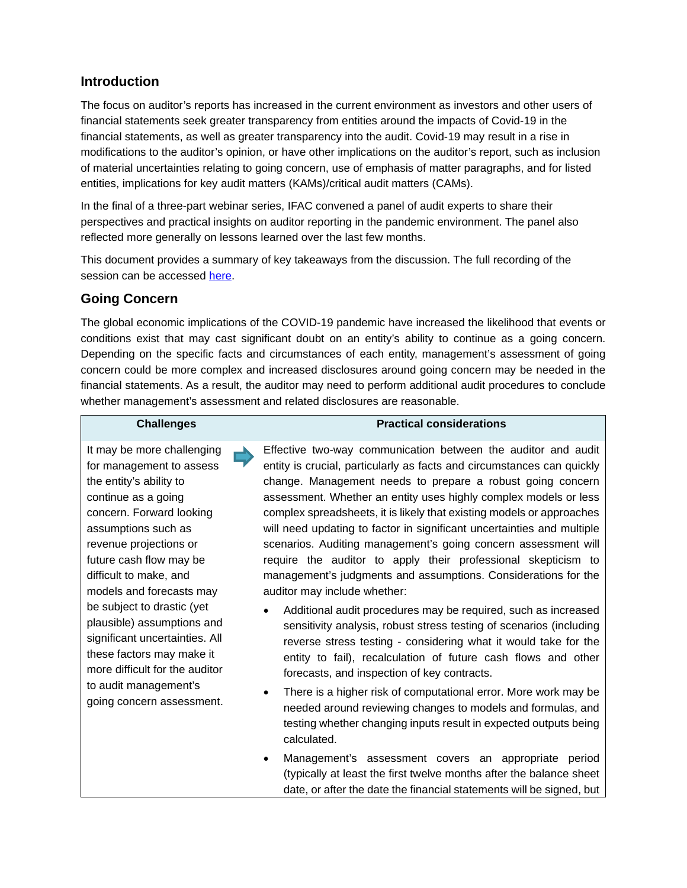## Introduction

The focus on auditor's reports has increased in the current environment as investors and other users of financial statements seek greater transparency from entities around the impacts of Covid-19 in the financial statements, as well as greater transparency into the audit. Covid-19 may result in a rise in modifications to the auditor's opinion, or have other implications on the auditor's report, such as inclusion of material uncertainties relating to going concern, use of emphasis of matter paragraphs, and for listed entities, implications for key audit matters (KAMs)/critical audit matters (CAMs).

In the final of a three-part webinar series, IFAC convened a panel of audit experts to share their perspectives and practical insights on auditor reporting in the pandemic environment. The panel also reflected more generally on lessons learned over the last few months.

This document provides a summary of key takeaways from the discussion. The full recording of the session can be accessed [here](#).

## Going Concern

The global economic implications of the COVID-19 pandemic have increased the likelihood that events or conditions exist that may cast significant doubt on an entity's ability to continue as a going concern. Depending on the specific facts and circumstances of each entity, management's assessment of going concern could be more complex and increased disclosures around going concern may be needed in the financial statements. As a result, the auditor may need to perform additional audit procedures to conclude whether management's assessment and related disclosures are reasonable.

| Challenges | Practical considerations |
|---|---|
| It may be more challenging for management to assess the entity's ability to continue as a going concern. Forward looking assumptions such as revenue projections or future cash flow may be difficult to make, and models and forecasts may be subject to drastic (yet plausible) assumptions and significant uncertainties. All these factors may make it more difficult for the auditor to audit management's going concern assessment. | Effective two-way communication between the auditor and audit entity is crucial, particularly as facts and circumstances can quickly change. Management needs to prepare a robust going concern assessment. Whether an entity uses highly complex models or less complex spreadsheets, it is likely that existing models or approaches will need updating to factor in significant uncertainties and multiple scenarios. Auditing management's going concern assessment will require the auditor to apply their professional skepticism to management's judgments and assumptions. Considerations for the auditor may include whether:<br>• Additional audit procedures may be required, such as increased sensitivity analysis, robust stress testing of scenarios (including reverse stress testing - considering what it would take for the entity to fail), recalculation of future cash flows and other forecasts, and inspection of key contracts.<br>• There is a higher risk of computational error. More work may be needed around reviewing changes to models and formulas, and testing whether changing inputs result in expected outputs being calculated.<br>• Management's assessment covers an appropriate period (typically at least the first twelve months after the balance sheet date, or after the date the financial statements will be signed, but |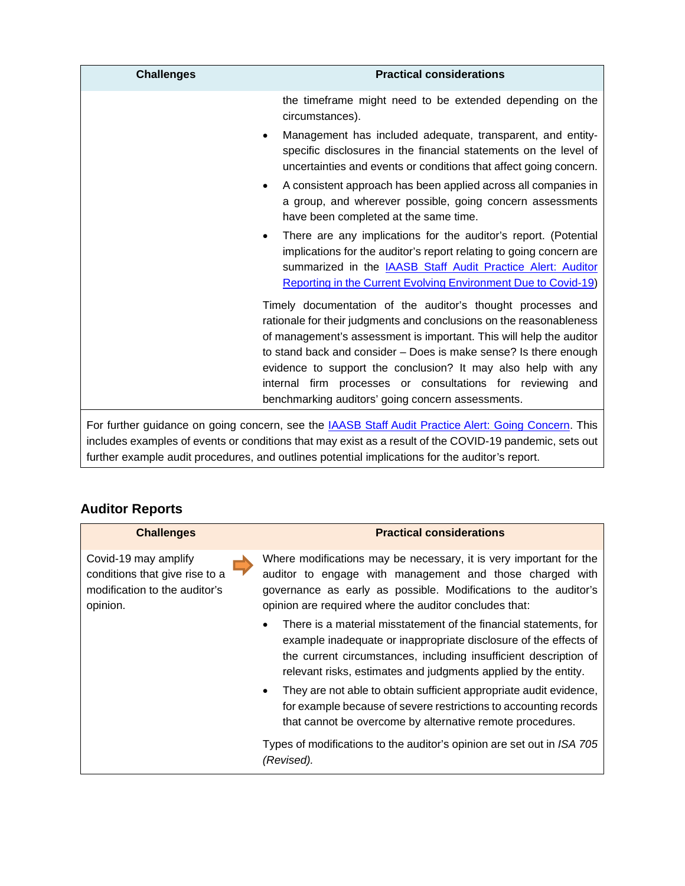| Challenges | Practical considerations |
|---|---|
| | the timeframe might need to be extended depending on the circumstances).<br>• Management has included adequate, transparent, and entity-specific disclosures in the financial statements on the level of uncertainties and events or conditions that affect going concern.<br>• A consistent approach has been applied across all companies in a group, and wherever possible, going concern assessments have been completed at the same time.<br>• There are any implications for the auditor's report. (Potential implications for the auditor's report relating to going concern are summarized in the IAASB Staff Audit Practice Alert: Auditor Reporting in the Current Evolving Environment Due to Covid-19)<br><br>Timely documentation of the auditor's thought processes and rationale for their judgments and conclusions on the reasonableness of management's assessment is important. This will help the auditor to stand back and consider – Does is make sense? Is there enough evidence to support the conclusion? It may also help with any internal firm processes or consultations for reviewing and benchmarking auditors' going concern assessments. |
| For further guidance on going concern, see the IAASB Staff Audit Practice Alert: Going Concern. This includes examples of events or conditions that may exist as a result of the COVID-19 pandemic, sets out further example audit procedures, and outlines potential implications for the auditor's report. | |

## Auditor Reports

| Challenges | Practical considerations |
|---|---|
| Covid-19 may amplify conditions that give rise to a modification to the auditor's opinion. | Where modifications may be necessary, it is very important for the auditor to engage with management and those charged with governance as early as possible. Modifications to the auditor's opinion are required where the auditor concludes that:<br>• There is a material misstatement of the financial statements, for example inadequate or inappropriate disclosure of the effects of the current circumstances, including insufficient description of relevant risks, estimates and judgments applied by the entity.<br>• They are not able to obtain sufficient appropriate audit evidence, for example because of severe restrictions to accounting records that cannot be overcome by alternative remote procedures.<br><br>Types of modifications to the auditor's opinion are set out in *ISA 705 (Revised).* |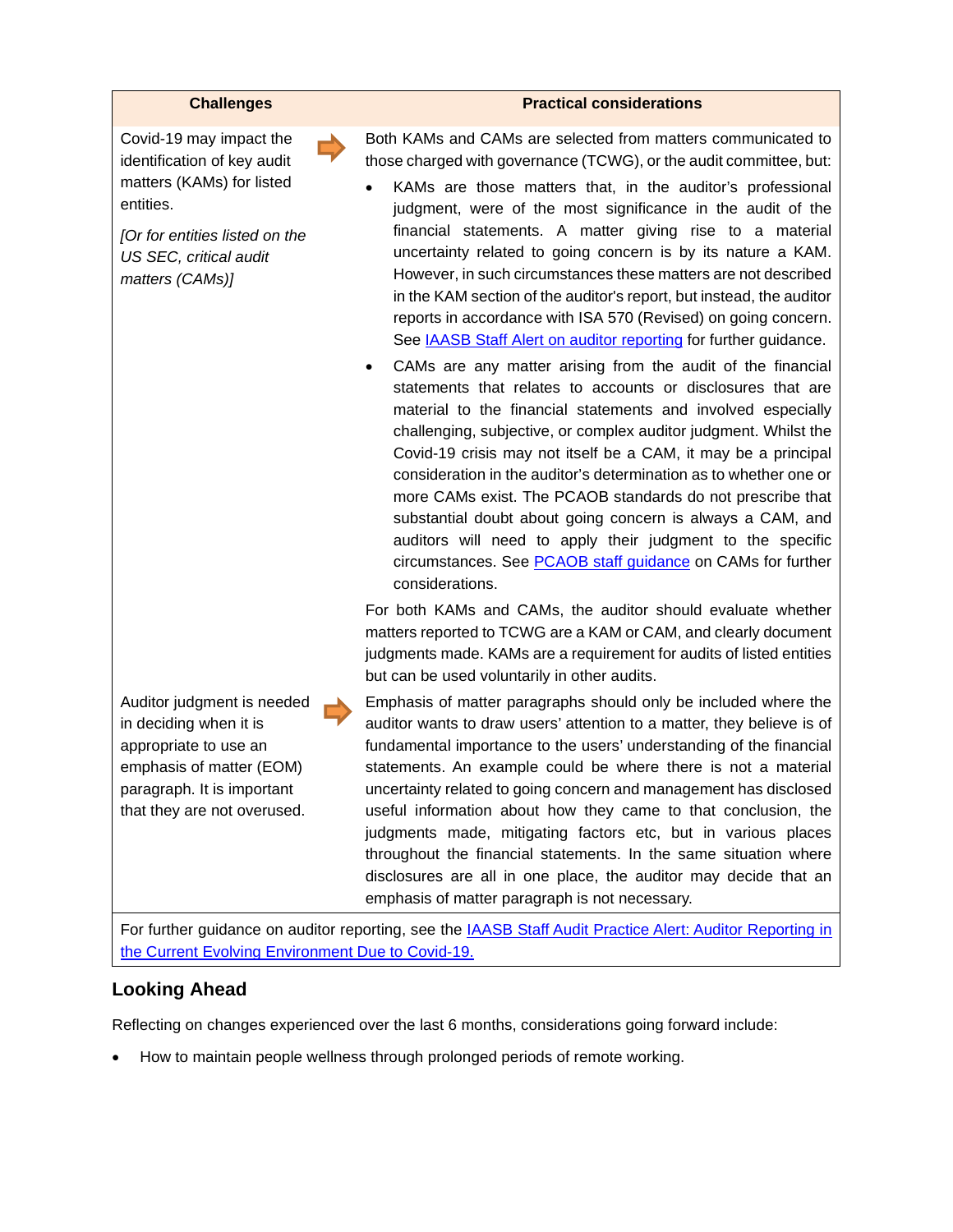| Challenges | Practical considerations |
|---|---|
| Covid-19 may impact the identification of key audit matters (KAMs) for listed entities.<br><br>*[Or for entities listed on the US SEC, critical audit matters (CAMs)]* | Both KAMs and CAMs are selected from matters communicated to those charged with governance (TCWG), or the audit committee, but:<br>• KAMs are those matters that, in the auditor's professional judgment, were of the most significance in the audit of the financial statements. A matter giving rise to a material uncertainty related to going concern is by its nature a KAM. However, in such circumstances these matters are not described in the KAM section of the auditor's report, but instead, the auditor reports in accordance with ISA 570 (Revised) on going concern. See [IAASB Staff Alert on auditor reporting]() for further guidance.<br>• CAMs are any matter arising from the audit of the financial statements that relates to accounts or disclosures that are material to the financial statements and involved especially challenging, subjective, or complex auditor judgment. Whilst the Covid-19 crisis may not itself be a CAM, it may be a principal consideration in the auditor's determination as to whether one or more CAMs exist. The PCAOB standards do not prescribe that substantial doubt about going concern is always a CAM, and auditors will need to apply their judgment to the specific circumstances. See [PCAOB staff guidance]() on CAMs for further considerations.<br><br>For both KAMs and CAMs, the auditor should evaluate whether matters reported to TCWG are a KAM or CAM, and clearly document judgments made. KAMs are a requirement for audits of listed entities but can be used voluntarily in other audits. |
| Auditor judgment is needed in deciding when it is appropriate to use an emphasis of matter (EOM) paragraph. It is important that they are not overused. | Emphasis of matter paragraphs should only be included where the auditor wants to draw users' attention to a matter, they believe is of fundamental importance to the users' understanding of the financial statements. An example could be where there is not a material uncertainty related to going concern and management has disclosed useful information about how they came to that conclusion, the judgments made, mitigating factors etc, but in various places throughout the financial statements. In the same situation where disclosures are all in one place, the auditor may decide that an emphasis of matter paragraph is not necessary. |
| For further guidance on auditor reporting, see the [IAASB Staff Audit Practice Alert: Auditor Reporting in the Current Evolving Environment Due to Covid-19.]() | |

## Looking Ahead

Reflecting on changes experienced over the last 6 months, considerations going forward include:

- How to maintain people wellness through prolonged periods of remote working.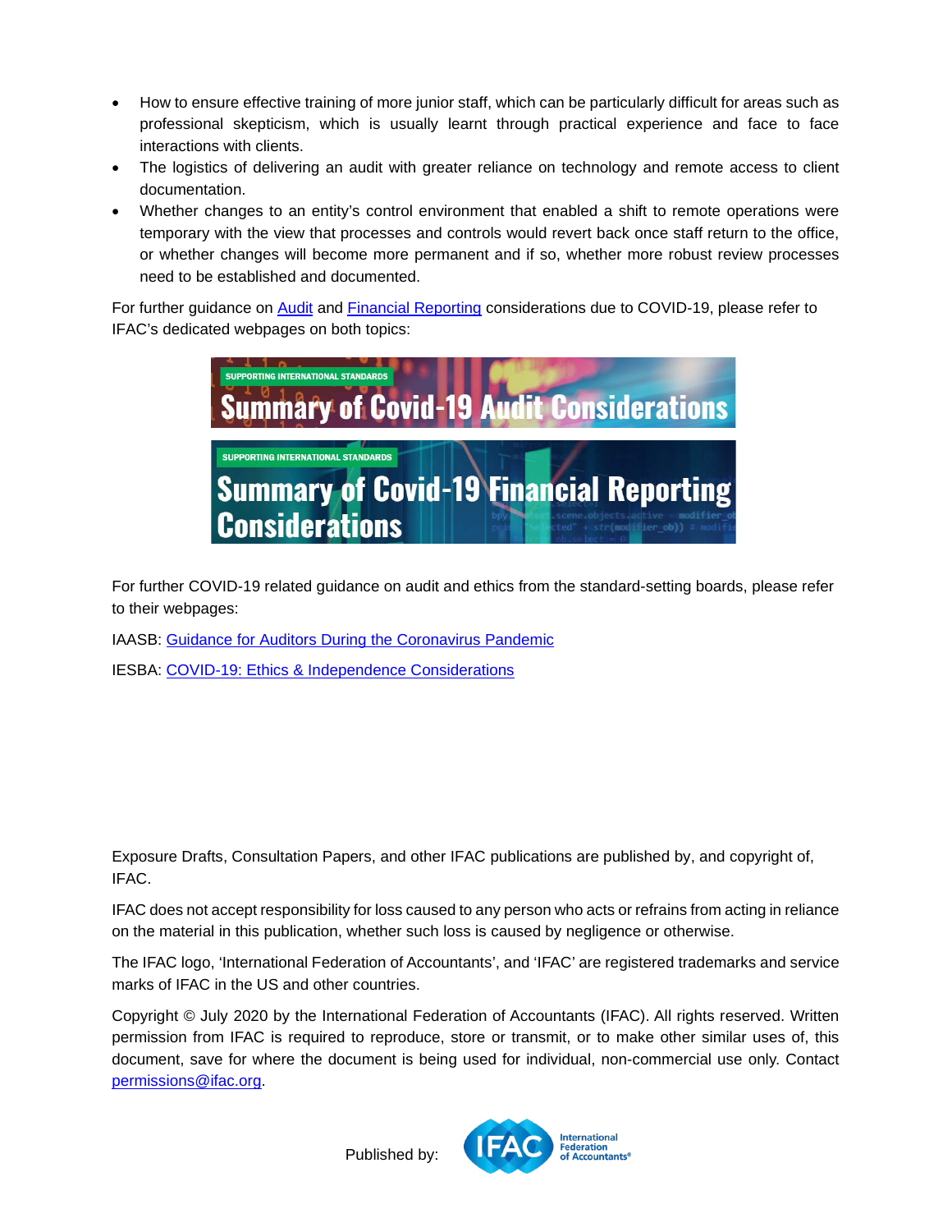- How to ensure effective training of more junior staff, which can be particularly difficult for areas such as professional skepticism, which is usually learnt through practical experience and face to face interactions with clients.
- The logistics of delivering an audit with greater reliance on technology and remote access to client documentation.
- Whether changes to an entity's control environment that enabled a shift to remote operations were temporary with the view that processes and controls would revert back once staff return to the office, or whether changes will become more permanent and if so, whether more robust review processes need to be established and documented.

For further guidance on Audit and Financial Reporting considerations due to COVID-19, please refer to IFAC's dedicated webpages on both topics:

SUPPORTING INTERNATIONAL STANDARDS

Summary of Covid-19 Audit Considerations

SUPPORTING INTERNATIONAL STANDARDS

Summary of Covid-19 Financial Reporting Considerations

For further COVID-19 related guidance on audit and ethics from the standard-setting boards, please refer to their webpages:

IAASB: Guidance for Auditors During the Coronavirus Pandemic

IESBA: COVID-19: Ethics & Independence Considerations

Exposure Drafts, Consultation Papers, and other IFAC publications are published by, and copyright of, IFAC.

IFAC does not accept responsibility for loss caused to any person who acts or refrains from acting in reliance on the material in this publication, whether such loss is caused by negligence or otherwise.

The IFAC logo, 'International Federation of Accountants', and 'IFAC' are registered trademarks and service marks of IFAC in the US and other countries.

Copyright © July 2020 by the International Federation of Accountants (IFAC). All rights reserved. Written permission from IFAC is required to reproduce, store or transmit, or to make other similar uses of, this document, save for where the document is being used for individual, non-commercial use only. Contact permissions@ifac.org.

Published by: IFAC International Federation of Accountants®